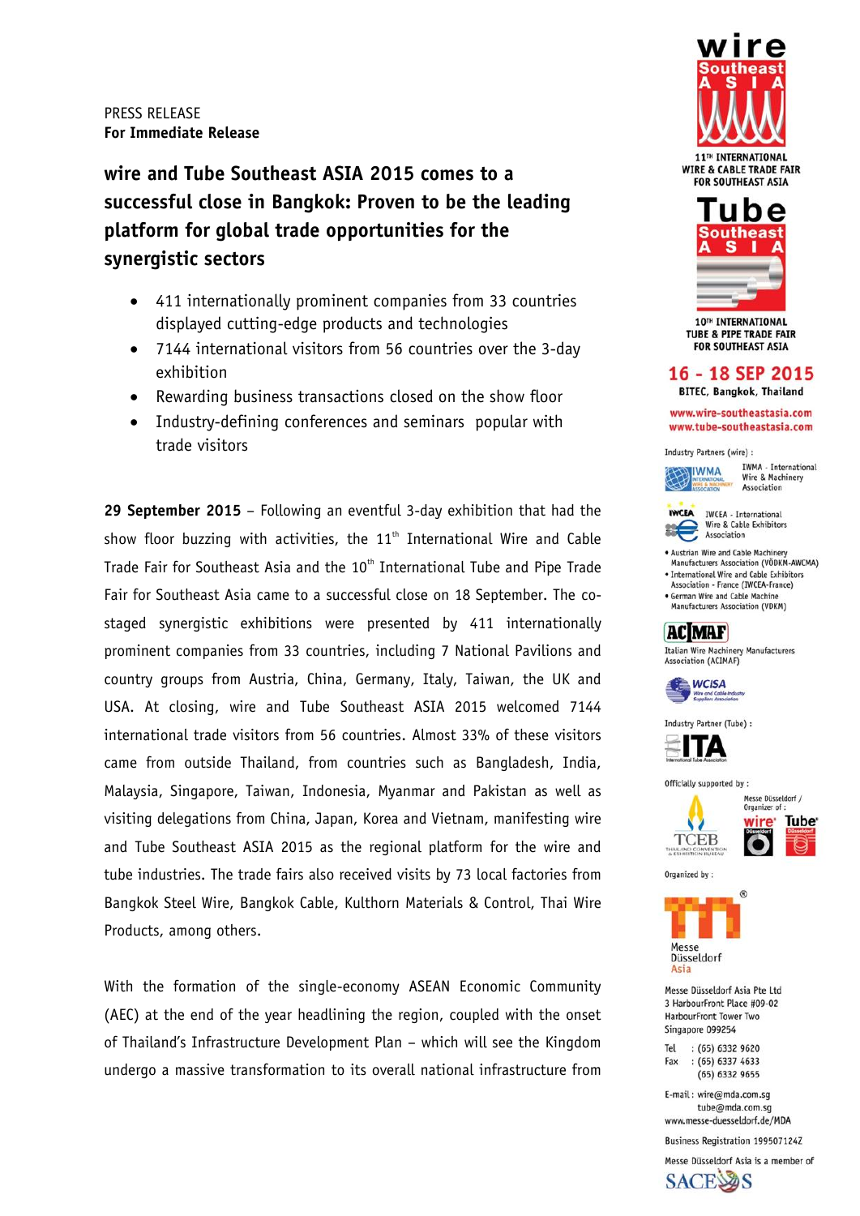PRESS RELEASE
**For Immediate Release**

# wire and Tube Southeast ASIA 2015 comes to a successful close in Bangkok: Proven to be the leading platform for global trade opportunities for the synergistic sectors

- 411 internationally prominent companies from 33 countries displayed cutting-edge products and technologies
- 7144 international visitors from 56 countries over the 3-day exhibition
- Rewarding business transactions closed on the show floor
- Industry-defining conferences and seminars popular with trade visitors

**29 September 2015** – Following an eventful 3-day exhibition that had the show floor buzzing with activities, the 11th International Wire and Cable Trade Fair for Southeast Asia and the 10th International Tube and Pipe Trade Fair for Southeast Asia came to a successful close on 18 September. The co-staged synergistic exhibitions were presented by 411 internationally prominent companies from 33 countries, including 7 National Pavilions and country groups from Austria, China, Germany, Italy, Taiwan, the UK and USA. At closing, wire and Tube Southeast ASIA 2015 welcomed 7144 international trade visitors from 56 countries. Almost 33% of these visitors came from outside Thailand, from countries such as Bangladesh, India, Malaysia, Singapore, Taiwan, Indonesia, Myanmar and Pakistan as well as visiting delegations from China, Japan, Korea and Vietnam, manifesting wire and Tube Southeast ASIA 2015 as the regional platform for the wire and tube industries. The trade fairs also received visits by 73 local factories from Bangkok Steel Wire, Bangkok Cable, Kulthorn Materials & Control, Thai Wire Products, among others.

With the formation of the single-economy ASEAN Economic Community (AEC) at the end of the year headlining the region, coupled with the onset of Thailand's Infrastructure Development Plan – which will see the Kingdom undergo a massive transformation to its overall national infrastructure from

wire Southeast ASIA
11TH INTERNATIONAL WIRE & CABLE TRADE FAIR FOR SOUTHEAST ASIA

Tube Southeast ASIA
10TH INTERNATIONAL TUBE & PIPE TRADE FAIR FOR SOUTHEAST ASIA

**16 - 18 SEP 2015**
BITEC, Bangkok, Thailand

www.wire-southeastasia.com
www.tube-southeastasia.com

Industry Partners (wire) :

IWMA - International Wire & Machinery Association

IWCEA - International Wire & Cable Exhibitors Association

- Austrian Wire and Cable Machinery Manufacturers Association (VÖDKM-AWCMA)
- International Wire and Cable Exhibitors Association - France (IWCEA-France)
- German Wire and Cable Machine Manufacturers Association (VDKM)

Italian Wire Machinery Manufacturers Association (ACIMAF)

WCISA

Industry Partner (Tube) :

ITA – International Tube Association

Officially supported by :

TCEB – Thailand Convention & Exhibition Bureau

Messe Düsseldorf / Organizer of : wire Düsseldorf, Tube Düsseldorf

Organized by :

Messe Düsseldorf Asia

Messe Düsseldorf Asia Pte Ltd
3 HarbourFront Place #09-02
HarbourFront Tower Two
Singapore 099254

Tel : (65) 6332 9620
Fax : (65) 6337 4633
(65) 6332 9655

E-mail : wire@mda.com.sg
tube@mda.com.sg
www.messe-duesseldorf.de/MDA

Business Registration 199507124Z

Messe Düsseldorf Asia is a member of SACEOS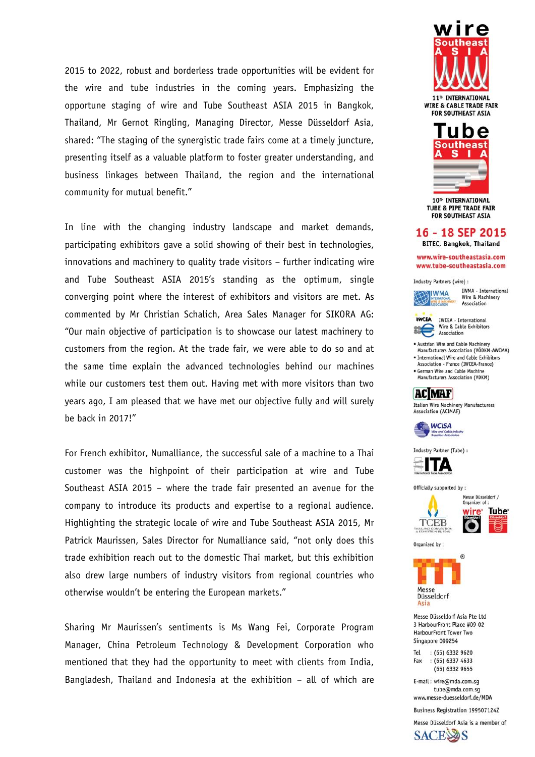2015 to 2022, robust and borderless trade opportunities will be evident for the wire and tube industries in the coming years. Emphasizing the opportune staging of wire and Tube Southeast ASIA 2015 in Bangkok, Thailand, Mr Gernot Ringling, Managing Director, Messe Düsseldorf Asia, shared: "The staging of the synergistic trade fairs come at a timely juncture, presenting itself as a valuable platform to foster greater understanding, and business linkages between Thailand, the region and the international community for mutual benefit."

In line with the changing industry landscape and market demands, participating exhibitors gave a solid showing of their best in technologies, innovations and machinery to quality trade visitors – further indicating wire and Tube Southeast ASIA 2015's standing as the optimum, single converging point where the interest of exhibitors and visitors are met. As commented by Mr Christian Schalich, Area Sales Manager for SIKORA AG: "Our main objective of participation is to showcase our latest machinery to customers from the region. At the trade fair, we were able to do so and at the same time explain the advanced technologies behind our machines while our customers test them out. Having met with more visitors than two years ago, I am pleased that we have met our objective fully and will surely be back in 2017!"

For French exhibitor, Numalliance, the successful sale of a machine to a Thai customer was the highpoint of their participation at wire and Tube Southeast ASIA 2015 – where the trade fair presented an avenue for the company to introduce its products and expertise to a regional audience. Highlighting the strategic locale of wire and Tube Southeast ASIA 2015, Mr Patrick Maurissen, Sales Director for Numalliance said, "not only does this trade exhibition reach out to the domestic Thai market, but this exhibition also drew large numbers of industry visitors from regional countries who otherwise wouldn't be entering the European markets."

Sharing Mr Maurissen's sentiments is Ms Wang Fei, Corporate Program Manager, China Petroleum Technology & Development Corporation who mentioned that they had the opportunity to meet with clients from India, Bangladesh, Thailand and Indonesia at the exhibition – all of which are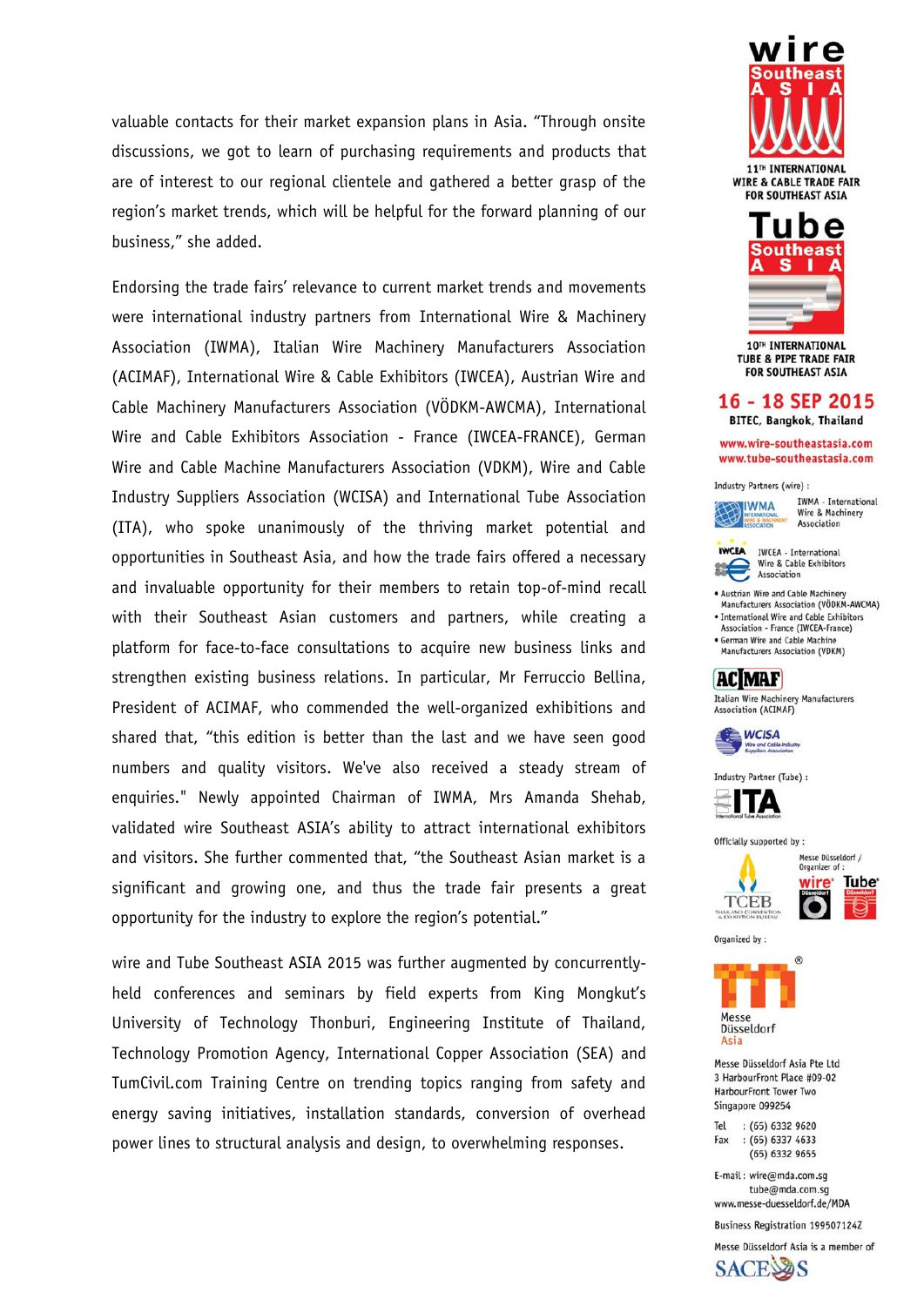valuable contacts for their market expansion plans in Asia. "Through onsite discussions, we got to learn of purchasing requirements and products that are of interest to our regional clientele and gathered a better grasp of the region's market trends, which will be helpful for the forward planning of our business," she added.

Endorsing the trade fairs' relevance to current market trends and movements were international industry partners from International Wire & Machinery Association (IWMA), Italian Wire Machinery Manufacturers Association (ACIMAF), International Wire & Cable Exhibitors (IWCEA), Austrian Wire and Cable Machinery Manufacturers Association (VÖDKM-AWCMA), International Wire and Cable Exhibitors Association - France (IWCEA-FRANCE), German Wire and Cable Machine Manufacturers Association (VDKM), Wire and Cable Industry Suppliers Association (WCISA) and International Tube Association (ITA), who spoke unanimously of the thriving market potential and opportunities in Southeast Asia, and how the trade fairs offered a necessary and invaluable opportunity for their members to retain top-of-mind recall with their Southeast Asian customers and partners, while creating a platform for face-to-face consultations to acquire new business links and strengthen existing business relations. In particular, Mr Ferruccio Bellina, President of ACIMAF, who commended the well-organized exhibitions and shared that, "this edition is better than the last and we have seen good numbers and quality visitors. We've also received a steady stream of enquiries." Newly appointed Chairman of IWMA, Mrs Amanda Shehab, validated wire Southeast ASIA's ability to attract international exhibitors and visitors. She further commented that, "the Southeast Asian market is a significant and growing one, and thus the trade fair presents a great opportunity for the industry to explore the region's potential."

wire and Tube Southeast ASIA 2015 was further augmented by concurrently-held conferences and seminars by field experts from King Mongkut's University of Technology Thonburi, Engineering Institute of Thailand, Technology Promotion Agency, International Copper Association (SEA) and TumCivil.com Training Centre on trending topics ranging from safety and energy saving initiatives, installation standards, conversion of overhead power lines to structural analysis and design, to overwhelming responses.

wire Southeast ASIA
11TH INTERNATIONAL WIRE & CABLE TRADE FAIR FOR SOUTHEAST ASIA

Tube Southeast ASIA
10TH INTERNATIONAL TUBE & PIPE TRADE FAIR FOR SOUTHEAST ASIA

16 - 18 SEP 2015
BITEC, Bangkok, Thailand

www.wire-southeastasia.com
www.tube-southeastasia.com

Industry Partners (wire) :

IWMA - International Wire & Machinery Association

IWCEA - International Wire & Cable Exhibitors Association

- Austrian Wire and Cable Machinery Manufacturers Association (VÖDKM-AWCMA)
- International Wire and Cable Exhibitors Association - France (IWCEA-France)
- German Wire and Cable Machine Manufacturers Association (VDKM)

ACIMAF
Italian Wire Machinery Manufacturers Association (ACIMAF)

WCISA
Wire and Cable Industry Suppliers Association

Industry Partner (Tube) :

ITA
International Tube Association

Officially supported by :

TCEB
Thailand Convention & Exhibition Bureau

Messe Düsseldorf / Organizer of :
wire Düsseldorf
Tube Düsseldorf

Organized by :

Messe Düsseldorf Asia

Messe Düsseldorf Asia Pte Ltd
3 HarbourFront Place #09-02
HarbourFront Tower Two
Singapore 099254

Tel : (65) 6332 9620
Fax : (65) 6337 4633
(65) 6332 9655

E-mail : wire@mda.com.sg
tube@mda.com.sg
www.messe-duesseldorf.de/MDA

Business Registration 199507124Z

Messe Düsseldorf Asia is a member of
SACEOS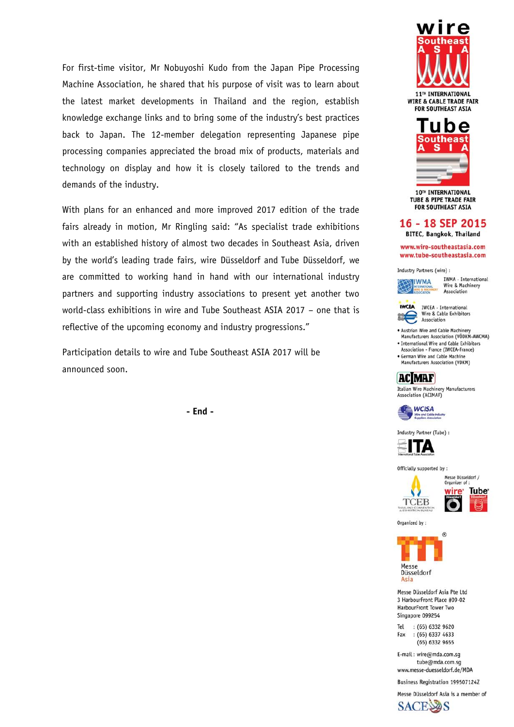For first-time visitor, Mr Nobuyoshi Kudo from the Japan Pipe Processing Machine Association, he shared that his purpose of visit was to learn about the latest market developments in Thailand and the region, establish knowledge exchange links and to bring some of the industry's best practices back to Japan. The 12-member delegation representing Japanese pipe processing companies appreciated the broad mix of products, materials and technology on display and how it is closely tailored to the trends and demands of the industry.

With plans for an enhanced and more improved 2017 edition of the trade fairs already in motion, Mr Ringling said: "As specialist trade exhibitions with an established history of almost two decades in Southeast Asia, driven by the world's leading trade fairs, wire Düsseldorf and Tube Düsseldorf, we are committed to working hand in hand with our international industry partners and supporting industry associations to present yet another two world-class exhibitions in wire and Tube Southeast ASIA 2017 – one that is reflective of the upcoming economy and industry progressions."

Participation details to wire and Tube Southeast ASIA 2017 will be announced soon.

**- End -**

wire Southeast ASIA

11TH INTERNATIONAL WIRE & CABLE TRADE FAIR FOR SOUTHEAST ASIA

Tube Southeast ASIA

10TH INTERNATIONAL TUBE & PIPE TRADE FAIR FOR SOUTHEAST ASIA

**16 - 18 SEP 2015**

**BITEC, Bangkok, Thailand**

www.wire-southeastasia.com
www.tube-southeastasia.com

Industry Partners (wire) :

IWMA - International Wire & Machinery Association

IWCEA - International Wire & Cable Exhibitors Association

- Austrian Wire and Cable Machinery Manufacturers Association (VÖDKM-AWCMA)
- International Wire and Cable Exhibitors Association - France (IWCEA-France)
- German Wire and Cable Machine Manufacturers Association (VDKM)

Italian Wire Machinery Manufacturers Association (ACIMAF)

WCISA Wire and Cable Industry Suppliers Association

Industry Partner (Tube) :

ITA International Tube Association

Officially supported by :

TCEB Thailand Convention & Exhibition Bureau

Messe Düsseldorf / Organizer of : wire Düsseldorf, Tube Düsseldorf

Organized by :

Messe Düsseldorf Asia

Messe Düsseldorf Asia Pte Ltd
3 HarbourFront Place #09-02
HarbourFront Tower Two
Singapore 099254

Tel : (65) 6332 9620
Fax : (65) 6337 4633
(65) 6332 9655

E-mail : wire@mda.com.sg
tube@mda.com.sg
www.messe-duesseldorf.de/MDA

Business Registration 199507124Z

Messe Düsseldorf Asia is a member of SACEOS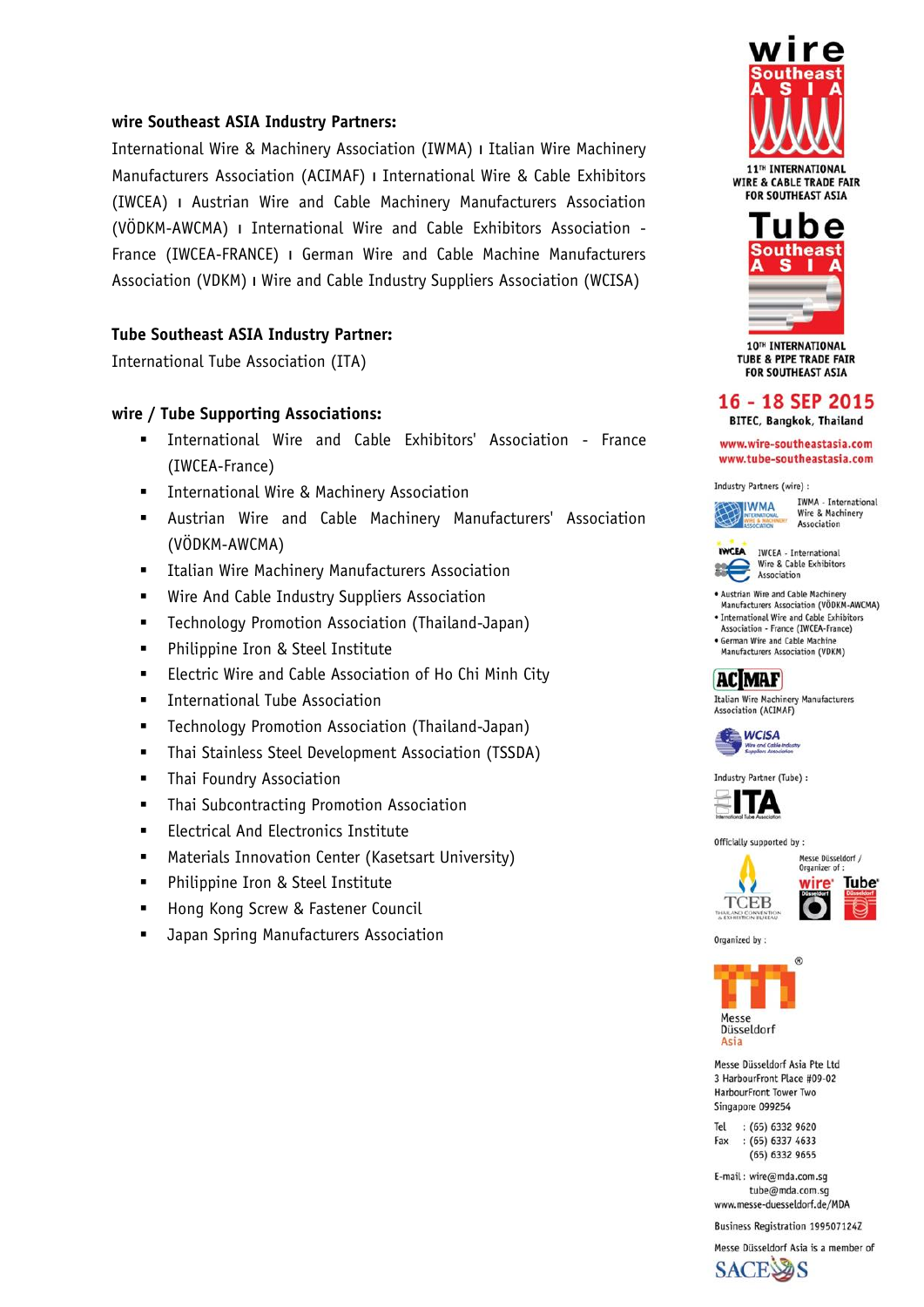**wire Southeast ASIA Industry Partners:**

International Wire & Machinery Association (IWMA) | Italian Wire Machinery Manufacturers Association (ACIMAF) | International Wire & Cable Exhibitors (IWCEA) | Austrian Wire and Cable Machinery Manufacturers Association (VÖDKM-AWCMA) | International Wire and Cable Exhibitors Association - France (IWCEA-FRANCE) | German Wire and Cable Machine Manufacturers Association (VDKM) | Wire and Cable Industry Suppliers Association (WCISA)

**Tube Southeast ASIA Industry Partner:**

International Tube Association (ITA)

**wire / Tube Supporting Associations:**

- International Wire and Cable Exhibitors' Association - France (IWCEA-France)
- International Wire & Machinery Association
- Austrian Wire and Cable Machinery Manufacturers' Association (VÖDKM-AWCMA)
- Italian Wire Machinery Manufacturers Association
- Wire And Cable Industry Suppliers Association
- Technology Promotion Association (Thailand-Japan)
- Philippine Iron & Steel Institute
- Electric Wire and Cable Association of Ho Chi Minh City
- International Tube Association
- Technology Promotion Association (Thailand-Japan)
- Thai Stainless Steel Development Association (TSSDA)
- Thai Foundry Association
- Thai Subcontracting Promotion Association
- Electrical And Electronics Institute
- Materials Innovation Center (Kasetsart University)
- Philippine Iron & Steel Institute
- Hong Kong Screw & Fastener Council
- Japan Spring Manufacturers Association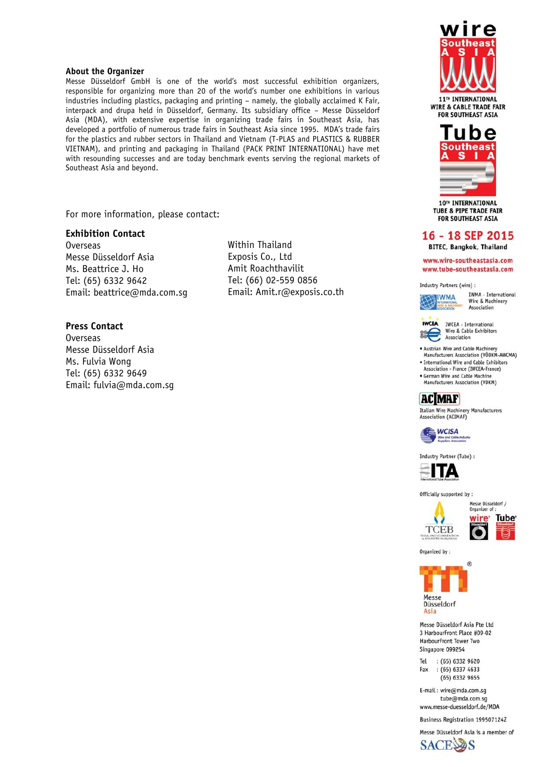## About the Organizer

Messe Düsseldorf GmbH is one of the world's most successful exhibition organizers, responsible for organizing more than 20 of the world's number one exhibitions in various industries including plastics, packaging and printing – namely, the globally acclaimed K Fair, interpack and drupa held in Düsseldorf, Germany. Its subsidiary office – Messe Düsseldorf Asia (MDA), with extensive expertise in organizing trade fairs in Southeast Asia, has developed a portfolio of numerous trade fairs in Southeast Asia since 1995. MDA's trade fairs for the plastics and rubber sectors in Thailand and Vietnam (T-PLAS and PLASTICS & RUBBER VIETNAM), and printing and packaging in Thailand (PACK PRINT INTERNATIONAL) have met with resounding successes and are today benchmark events serving the regional markets of Southeast Asia and beyond.

For more information, please contact:

### Exhibition Contact

Overseas
Messe Düsseldorf Asia
Ms. Beattrice J. Ho
Tel: (65) 6332 9642
Email: beattrice@mda.com.sg

Within Thailand
Exposis Co., Ltd
Amit Roachthavilit
Tel: (66) 02-559 0856
Email: Amit.r@exposis.co.th

### Press Contact

Overseas
Messe Düsseldorf Asia
Ms. Fulvia Wong
Tel: (65) 6332 9649
Email: fulvia@mda.com.sg

---

wire Southeast ASIA
11TH INTERNATIONAL WIRE & CABLE TRADE FAIR FOR SOUTHEAST ASIA

Tube Southeast ASIA
10TH INTERNATIONAL TUBE & PIPE TRADE FAIR FOR SOUTHEAST ASIA

**16 - 18 SEP 2015**
BITEC, Bangkok, Thailand

www.wire-southeastasia.com
www.tube-southeastasia.com

Industry Partners (wire) :

IWMA - International Wire & Machinery Association

IWCEA - International Wire & Cable Exhibitors Association

- Austrian Wire and Cable Machinery Manufacturers Association (VÖDKM-AWCMA)
- International Wire and Cable Exhibitors Association - France (IWCEA-France)
- German Wire and Cable Machine Manufacturers Association (VDKM)

Italian Wire Machinery Manufacturers Association (ACIMAF)

WCISA Wire and Cable Industry Suppliers Association

Industry Partner (Tube) :

ITA International Tube Association

Officially supported by :

TCEB Thailand Convention & Exhibition Bureau

Messe Düsseldorf / Organizer of : wire Düsseldorf, Tube Düsseldorf

Organized by :

Messe Düsseldorf Asia

Messe Düsseldorf Asia Pte Ltd
3 HarbourFront Place #09-02
HarbourFront Tower Two
Singapore 099254

Tel : (65) 6332 9620
Fax : (65) 6337 4633
(65) 6332 9655

E-mail : wire@mda.com.sg
tube@mda.com.sg
www.messe-duesseldorf.de/MDA

Business Registration 199507124Z

Messe Düsseldorf Asia is a member of SACEOS